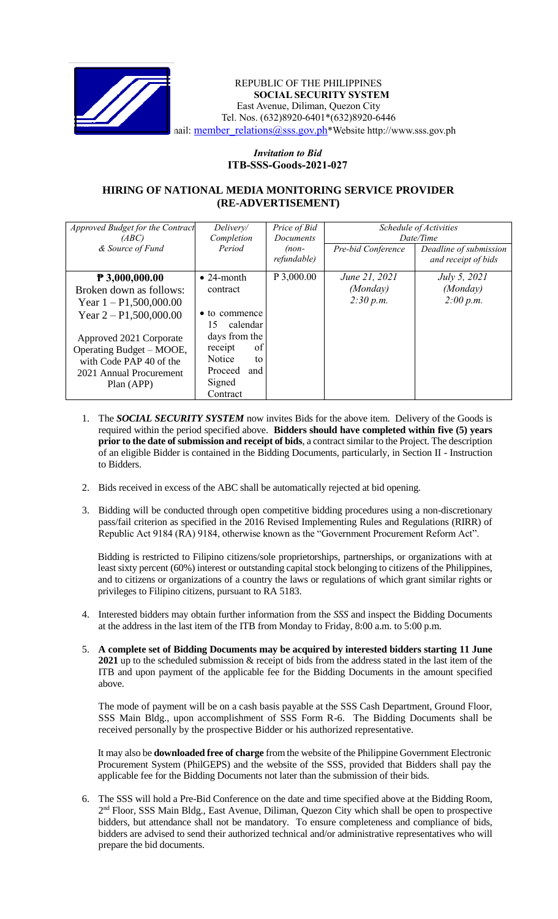REPUBLIC OF THE PHILIPPINES
**SOCIAL SECURITY SYSTEM**
East Avenue, Diliman, Quezon City
Tel. Nos. (632)8920-6401*(632)8920-6446
nail: member_relations@sss.gov.ph*Website http://www.sss.gov.ph

*Invitation to Bid*
**ITB-SSS-Goods-2021-027**

## HIRING OF NATIONAL MEDIA MONITORING SERVICE PROVIDER (RE-ADVERTISEMENT)

| *Approved Budget for the Contract (ABC) & Source of Fund* | *Delivery/ Completion Period* | *Price of Bid Documents (non-refundable)* | *Schedule of Activities Date/Time* | |
|---|---|---|---|---|
| | | | *Pre-bid Conference* | *Deadline of submission and receipt of bids* |
| **₱ 3,000,000.00** Broken down as follows: Year 1 – P1,500,000.00 Year 2 – P1,500,000.00 Approved 2021 Corporate Operating Budget – MOOE, with Code PAP 40 of the 2021 Annual Procurement Plan (APP) | • 24-month contract • to commence 15 calendar days from the receipt of Notice to Proceed and Signed Contract | P 3,000.00 | *June 21, 2021 (Monday) 2:30 p.m.* | *July 5, 2021 (Monday) 2:00 p.m.* |

1. The ***SOCIAL SECURITY SYSTEM*** now invites Bids for the above item. Delivery of the Goods is required within the period specified above. **Bidders should have completed within five (5) years prior to the date of submission and receipt of bids**, a contract similar to the Project. The description of an eligible Bidder is contained in the Bidding Documents, particularly, in Section II - Instruction to Bidders.

2. Bids received in excess of the ABC shall be automatically rejected at bid opening.

3. Bidding will be conducted through open competitive bidding procedures using a non-discretionary pass/fail criterion as specified in the 2016 Revised Implementing Rules and Regulations (RIRR) of Republic Act 9184 (RA) 9184, otherwise known as the "Government Procurement Reform Act".

   Bidding is restricted to Filipino citizens/sole proprietorships, partnerships, or organizations with at least sixty percent (60%) interest or outstanding capital stock belonging to citizens of the Philippines, and to citizens or organizations of a country the laws or regulations of which grant similar rights or privileges to Filipino citizens, pursuant to RA 5183.

4. Interested bidders may obtain further information from the *SSS* and inspect the Bidding Documents at the address in the last item of the ITB from Monday to Friday, 8:00 a.m. to 5:00 p.m.

5. **A complete set of Bidding Documents may be acquired by interested bidders starting 11 June 2021** up to the scheduled submission & receipt of bids from the address stated in the last item of the ITB and upon payment of the applicable fee for the Bidding Documents in the amount specified above.

   The mode of payment will be on a cash basis payable at the SSS Cash Department, Ground Floor, SSS Main Bldg., upon accomplishment of SSS Form R-6. The Bidding Documents shall be received personally by the prospective Bidder or his authorized representative.

   It may also be **downloaded free of charge** from the website of the Philippine Government Electronic Procurement System (PhilGEPS) and the website of the SSS, provided that Bidders shall pay the applicable fee for the Bidding Documents not later than the submission of their bids.

6. The SSS will hold a Pre-Bid Conference on the date and time specified above at the Bidding Room, 2nd Floor, SSS Main Bldg., East Avenue, Diliman, Quezon City which shall be open to prospective bidders, but attendance shall not be mandatory. To ensure completeness and compliance of bids, bidders are advised to send their authorized technical and/or administrative representatives who will prepare the bid documents.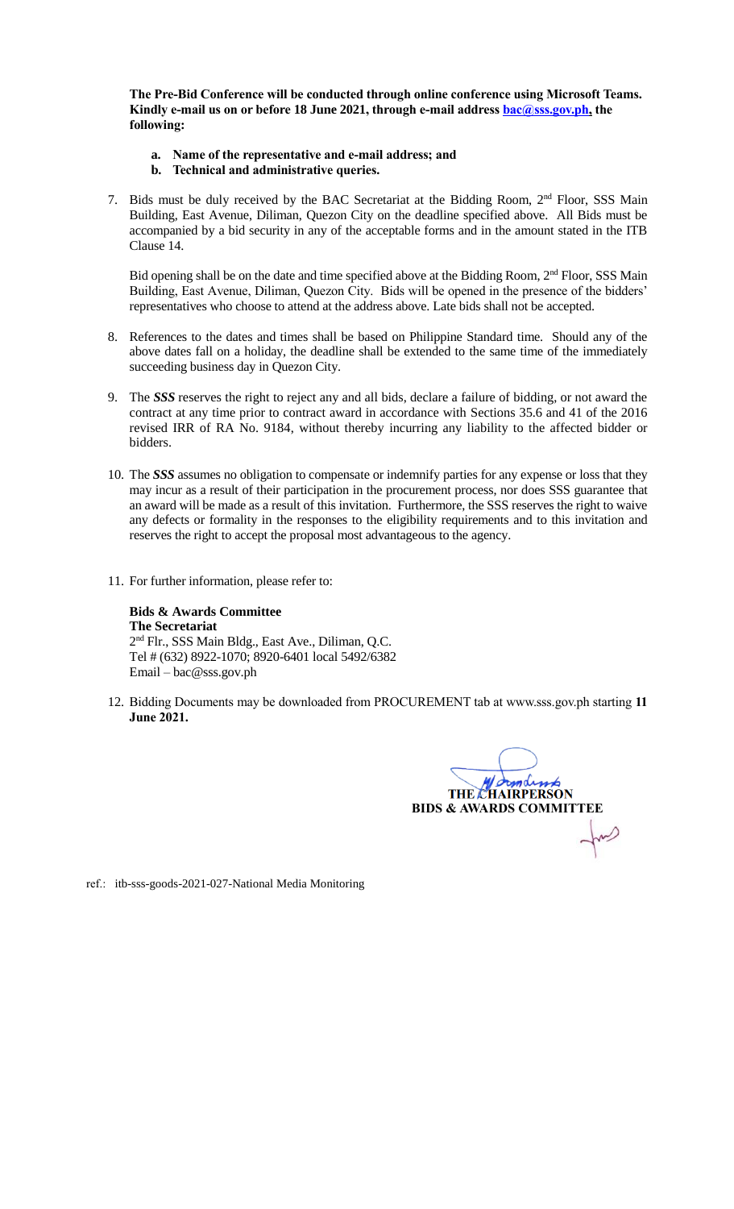**The Pre-Bid Conference will be conducted through online conference using Microsoft Teams. Kindly e-mail us on or before 18 June 2021, through e-mail address bac@sss.gov.ph, the following:**

**a. Name of the representative and e-mail address; and**
**b. Technical and administrative queries.**

7. Bids must be duly received by the BAC Secretariat at the Bidding Room, 2nd Floor, SSS Main Building, East Avenue, Diliman, Quezon City on the deadline specified above. All Bids must be accompanied by a bid security in any of the acceptable forms and in the amount stated in the ITB Clause 14.

   Bid opening shall be on the date and time specified above at the Bidding Room, 2nd Floor, SSS Main Building, East Avenue, Diliman, Quezon City. Bids will be opened in the presence of the bidders' representatives who choose to attend at the address above. Late bids shall not be accepted.

8. References to the dates and times shall be based on Philippine Standard time. Should any of the above dates fall on a holiday, the deadline shall be extended to the same time of the immediately succeeding business day in Quezon City.

9. The ***SSS*** reserves the right to reject any and all bids, declare a failure of bidding, or not award the contract at any time prior to contract award in accordance with Sections 35.6 and 41 of the 2016 revised IRR of RA No. 9184, without thereby incurring any liability to the affected bidder or bidders.

10. The ***SSS*** assumes no obligation to compensate or indemnify parties for any expense or loss that they may incur as a result of their participation in the procurement process, nor does SSS guarantee that an award will be made as a result of this invitation. Furthermore, the SSS reserves the right to waive any defects or formality in the responses to the eligibility requirements and to this invitation and reserves the right to accept the proposal most advantageous to the agency.

11. For further information, please refer to:

    **Bids & Awards Committee**
    **The Secretariat**
    2nd Flr., SSS Main Bldg., East Ave., Diliman, Q.C.
    Tel # (632) 8922-1070; 8920-6401 local 5492/6382
    Email – bac@sss.gov.ph

12. Bidding Documents may be downloaded from PROCUREMENT tab at www.sss.gov.ph starting **11 June 2021.**

**THE CHAIRPERSON**
**BIDS & AWARDS COMMITTEE**

ref.: itb-sss-goods-2021-027-National Media Monitoring